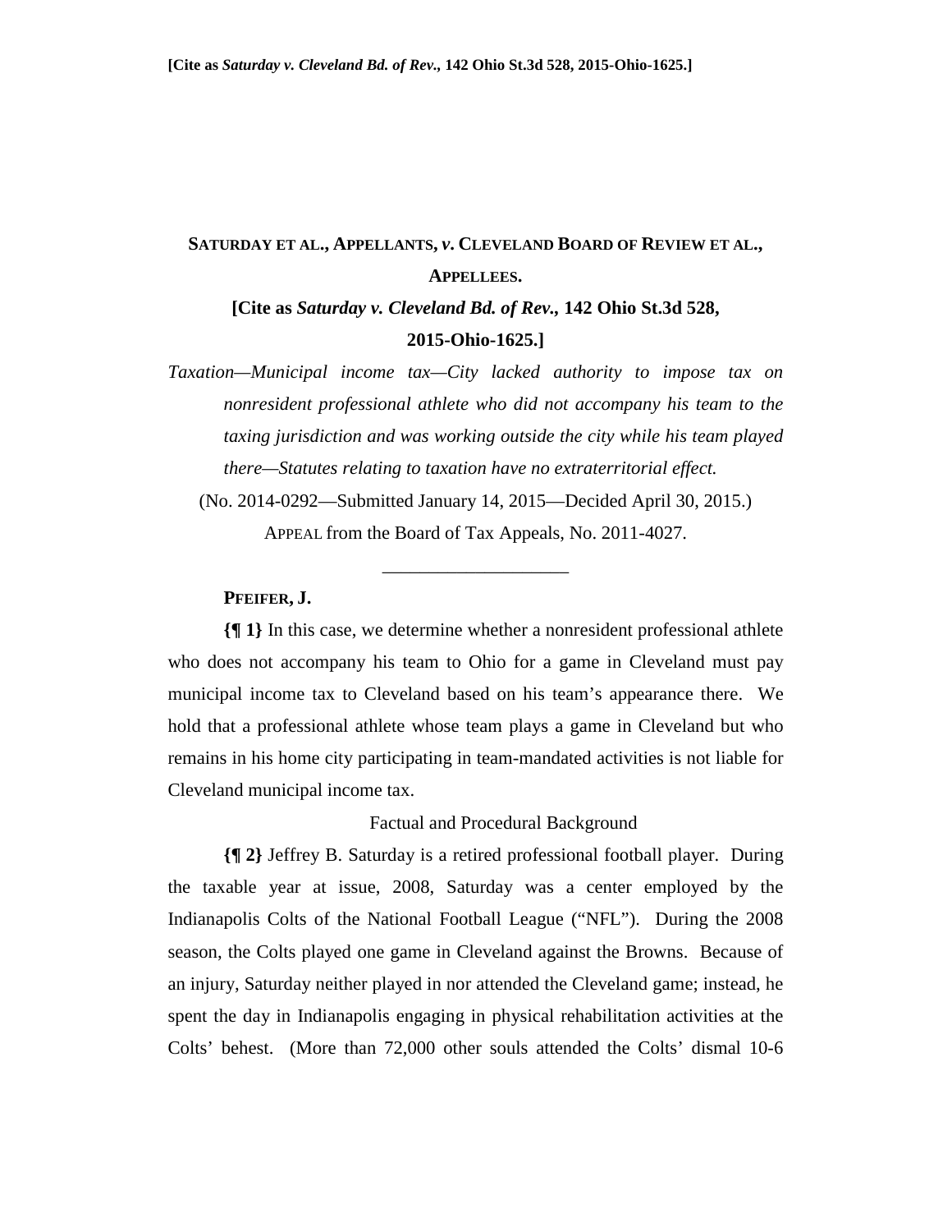**SATURDAY ET AL., APPELLANTS, *v.* CLEVELAND BOARD OF REVIEW ET AL., APPELLEES.**

**[Cite as *Saturday v. Cleveland Bd. of Rev.*, 142 Ohio St.3d 528, 2015-Ohio-1625.]**

*Taxation—Municipal income tax—City lacked authority to impose tax on nonresident professional athlete who did not accompany his team to the taxing jurisdiction and was working outside the city while his team played there—Statutes relating to taxation have no extraterritorial effect.*

(No. 2014-0292—Submitted January 14, 2015—Decided April 30, 2015.)

APPEAL from the Board of Tax Appeals, No. 2011-4027.

---

**PFEIFER, J.**

**{¶ 1}** In this case, we determine whether a nonresident professional athlete who does not accompany his team to Ohio for a game in Cleveland must pay municipal income tax to Cleveland based on his team's appearance there. We hold that a professional athlete whose team plays a game in Cleveland but who remains in his home city participating in team-mandated activities is not liable for Cleveland municipal income tax.

Factual and Procedural Background

**{¶ 2}** Jeffrey B. Saturday is a retired professional football player. During the taxable year at issue, 2008, Saturday was a center employed by the Indianapolis Colts of the National Football League ("NFL"). During the 2008 season, the Colts played one game in Cleveland against the Browns. Because of an injury, Saturday neither played in nor attended the Cleveland game; instead, he spent the day in Indianapolis engaging in physical rehabilitation activities at the Colts' behest. (More than 72,000 other souls attended the Colts' dismal 10-6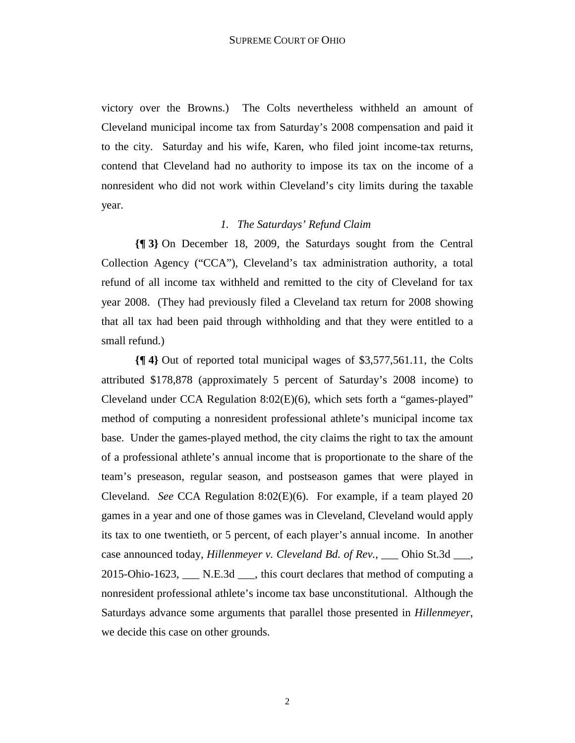victory over the Browns.) The Colts nevertheless withheld an amount of Cleveland municipal income tax from Saturday's 2008 compensation and paid it to the city. Saturday and his wife, Karen, who filed joint income-tax returns, contend that Cleveland had no authority to impose its tax on the income of a nonresident who did not work within Cleveland's city limits during the taxable year.

### *1. The Saturdays' Refund Claim*

**{¶ 3}** On December 18, 2009, the Saturdays sought from the Central Collection Agency ("CCA"), Cleveland's tax administration authority, a total refund of all income tax withheld and remitted to the city of Cleveland for tax year 2008. (They had previously filed a Cleveland tax return for 2008 showing that all tax had been paid through withholding and that they were entitled to a small refund.)

**{¶ 4}** Out of reported total municipal wages of $3,577,561.11, the Colts attributed $178,878 (approximately 5 percent of Saturday's 2008 income) to Cleveland under CCA Regulation 8:02(E)(6), which sets forth a "games-played" method of computing a nonresident professional athlete's municipal income tax base. Under the games-played method, the city claims the right to tax the amount of a professional athlete's annual income that is proportionate to the share of the team's preseason, regular season, and postseason games that were played in Cleveland. *See* CCA Regulation 8:02(E)(6). For example, if a team played 20 games in a year and one of those games was in Cleveland, Cleveland would apply its tax to one twentieth, or 5 percent, of each player's annual income. In another case announced today, *Hillenmeyer v. Cleveland Bd. of Rev.*, ___ Ohio St.3d ___, 2015-Ohio-1623, ___ N.E.3d ___, this court declares that method of computing a nonresident professional athlete's income tax base unconstitutional. Although the Saturdays advance some arguments that parallel those presented in *Hillenmeyer*, we decide this case on other grounds.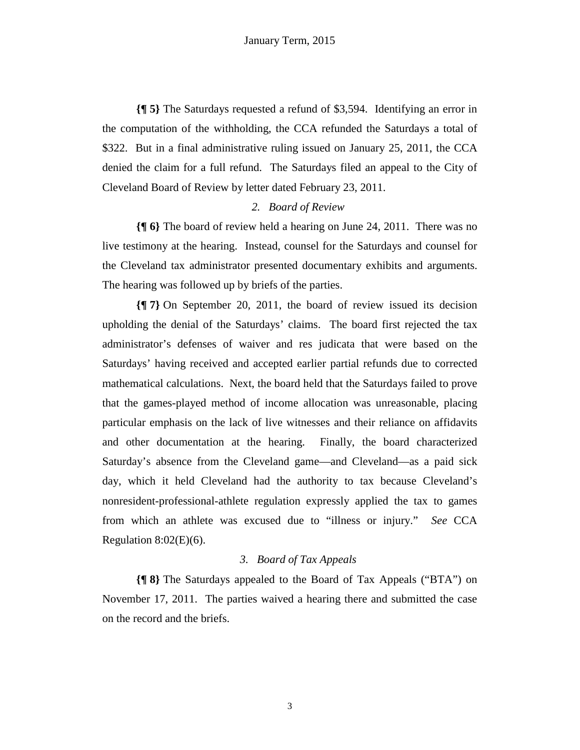**{¶ 5}** The Saturdays requested a refund of $3,594. Identifying an error in the computation of the withholding, the CCA refunded the Saturdays a total of $322. But in a final administrative ruling issued on January 25, 2011, the CCA denied the claim for a full refund. The Saturdays filed an appeal to the City of Cleveland Board of Review by letter dated February 23, 2011.

### *2. Board of Review*

**{¶ 6}** The board of review held a hearing on June 24, 2011. There was no live testimony at the hearing. Instead, counsel for the Saturdays and counsel for the Cleveland tax administrator presented documentary exhibits and arguments. The hearing was followed up by briefs of the parties.

**{¶ 7}** On September 20, 2011, the board of review issued its decision upholding the denial of the Saturdays' claims. The board first rejected the tax administrator's defenses of waiver and res judicata that were based on the Saturdays' having received and accepted earlier partial refunds due to corrected mathematical calculations. Next, the board held that the Saturdays failed to prove that the games-played method of income allocation was unreasonable, placing particular emphasis on the lack of live witnesses and their reliance on affidavits and other documentation at the hearing. Finally, the board characterized Saturday's absence from the Cleveland game—and Cleveland—as a paid sick day, which it held Cleveland had the authority to tax because Cleveland's nonresident-professional-athlete regulation expressly applied the tax to games from which an athlete was excused due to "illness or injury." *See* CCA Regulation 8:02(E)(6).

### *3. Board of Tax Appeals*

**{¶ 8}** The Saturdays appealed to the Board of Tax Appeals ("BTA") on November 17, 2011. The parties waived a hearing there and submitted the case on the record and the briefs.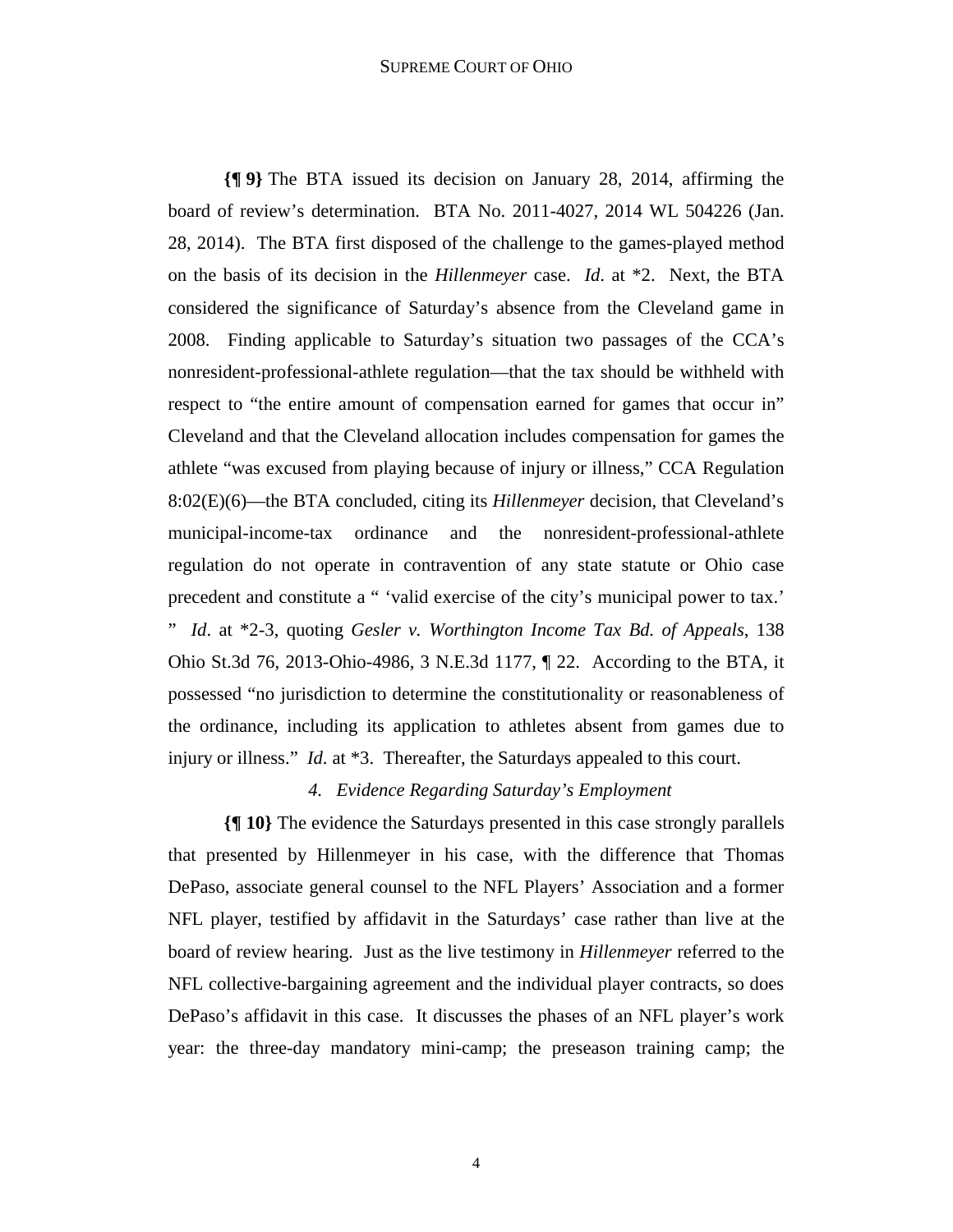**{¶ 9}** The BTA issued its decision on January 28, 2014, affirming the board of review's determination. BTA No. 2011-4027, 2014 WL 504226 (Jan. 28, 2014). The BTA first disposed of the challenge to the games-played method on the basis of its decision in the *Hillenmeyer* case. *Id*. at *2. Next, the BTA considered the significance of Saturday's absence from the Cleveland game in 2008. Finding applicable to Saturday's situation two passages of the CCA's nonresident-professional-athlete regulation—that the tax should be withheld with respect to "the entire amount of compensation earned for games that occur in" Cleveland and that the Cleveland allocation includes compensation for games the athlete "was excused from playing because of injury or illness," CCA Regulation 8:02(E)(6)—the BTA concluded, citing its *Hillenmeyer* decision, that Cleveland's municipal-income-tax ordinance and the nonresident-professional-athlete regulation do not operate in contravention of any state statute or Ohio case precedent and constitute a " 'valid exercise of the city's municipal power to tax.' " *Id*. at *2-3, quoting *Gesler v. Worthington Income Tax Bd. of Appeals*, 138 Ohio St.3d 76, 2013-Ohio-4986, 3 N.E.3d 1177, ¶ 22. According to the BTA, it possessed "no jurisdiction to determine the constitutionality or reasonableness of the ordinance, including its application to athletes absent from games due to injury or illness." *Id*. at *3. Thereafter, the Saturdays appealed to this court.

### *4. Evidence Regarding Saturday's Employment*

**{¶ 10}** The evidence the Saturdays presented in this case strongly parallels that presented by Hillenmeyer in his case, with the difference that Thomas DePaso, associate general counsel to the NFL Players' Association and a former NFL player, testified by affidavit in the Saturdays' case rather than live at the board of review hearing. Just as the live testimony in *Hillenmeyer* referred to the NFL collective-bargaining agreement and the individual player contracts, so does DePaso's affidavit in this case. It discusses the phases of an NFL player's work year: the three-day mandatory mini-camp; the preseason training camp; the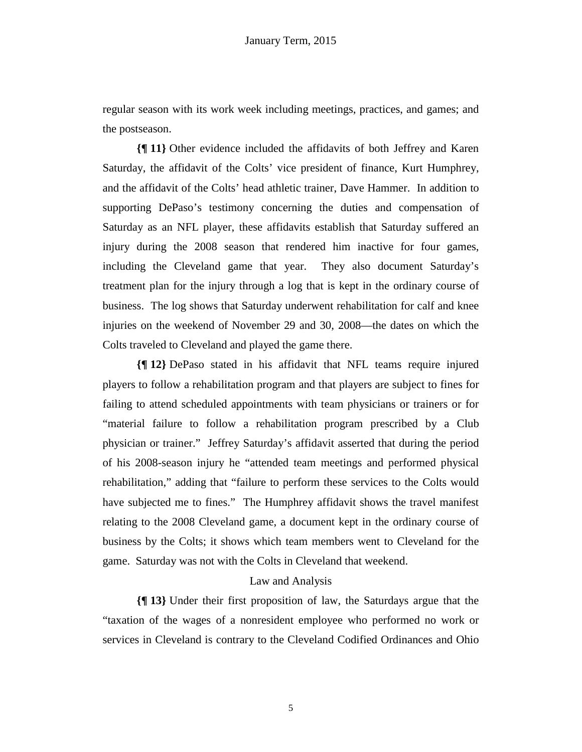regular season with its work week including meetings, practices, and games; and the postseason.

**{¶ 11}** Other evidence included the affidavits of both Jeffrey and Karen Saturday, the affidavit of the Colts' vice president of finance, Kurt Humphrey, and the affidavit of the Colts' head athletic trainer, Dave Hammer. In addition to supporting DePaso's testimony concerning the duties and compensation of Saturday as an NFL player, these affidavits establish that Saturday suffered an injury during the 2008 season that rendered him inactive for four games, including the Cleveland game that year. They also document Saturday's treatment plan for the injury through a log that is kept in the ordinary course of business. The log shows that Saturday underwent rehabilitation for calf and knee injuries on the weekend of November 29 and 30, 2008—the dates on which the Colts traveled to Cleveland and played the game there.

**{¶ 12}** DePaso stated in his affidavit that NFL teams require injured players to follow a rehabilitation program and that players are subject to fines for failing to attend scheduled appointments with team physicians or trainers or for "material failure to follow a rehabilitation program prescribed by a Club physician or trainer." Jeffrey Saturday's affidavit asserted that during the period of his 2008-season injury he "attended team meetings and performed physical rehabilitation," adding that "failure to perform these services to the Colts would have subjected me to fines." The Humphrey affidavit shows the travel manifest relating to the 2008 Cleveland game, a document kept in the ordinary course of business by the Colts; it shows which team members went to Cleveland for the game. Saturday was not with the Colts in Cleveland that weekend.

## Law and Analysis

**{¶ 13}** Under their first proposition of law, the Saturdays argue that the "taxation of the wages of a nonresident employee who performed no work or services in Cleveland is contrary to the Cleveland Codified Ordinances and Ohio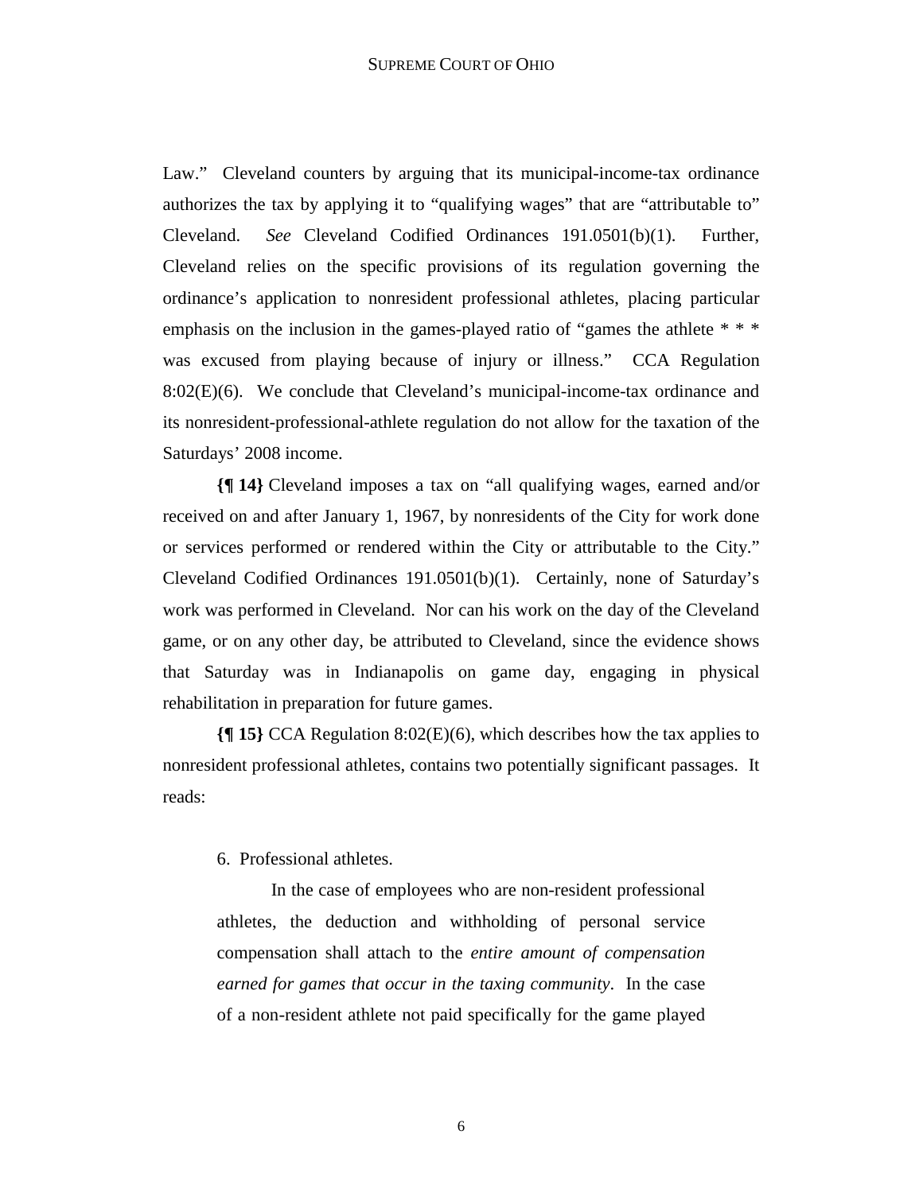Law." Cleveland counters by arguing that its municipal-income-tax ordinance authorizes the tax by applying it to "qualifying wages" that are "attributable to" Cleveland. *See* Cleveland Codified Ordinances 191.0501(b)(1). Further, Cleveland relies on the specific provisions of its regulation governing the ordinance's application to nonresident professional athletes, placing particular emphasis on the inclusion in the games-played ratio of "games the athlete * * * was excused from playing because of injury or illness." CCA Regulation 8:02(E)(6). We conclude that Cleveland's municipal-income-tax ordinance and its nonresident-professional-athlete regulation do not allow for the taxation of the Saturdays' 2008 income.

**{¶ 14}** Cleveland imposes a tax on "all qualifying wages, earned and/or received on and after January 1, 1967, by nonresidents of the City for work done or services performed or rendered within the City or attributable to the City." Cleveland Codified Ordinances 191.0501(b)(1). Certainly, none of Saturday's work was performed in Cleveland. Nor can his work on the day of the Cleveland game, or on any other day, be attributed to Cleveland, since the evidence shows that Saturday was in Indianapolis on game day, engaging in physical rehabilitation in preparation for future games.

**{¶ 15}** CCA Regulation 8:02(E)(6), which describes how the tax applies to nonresident professional athletes, contains two potentially significant passages. It reads:

> 6. Professional athletes.
>
> In the case of employees who are non-resident professional athletes, the deduction and withholding of personal service compensation shall attach to the *entire amount of compensation earned for games that occur in the taxing community*. In the case of a non-resident athlete not paid specifically for the game played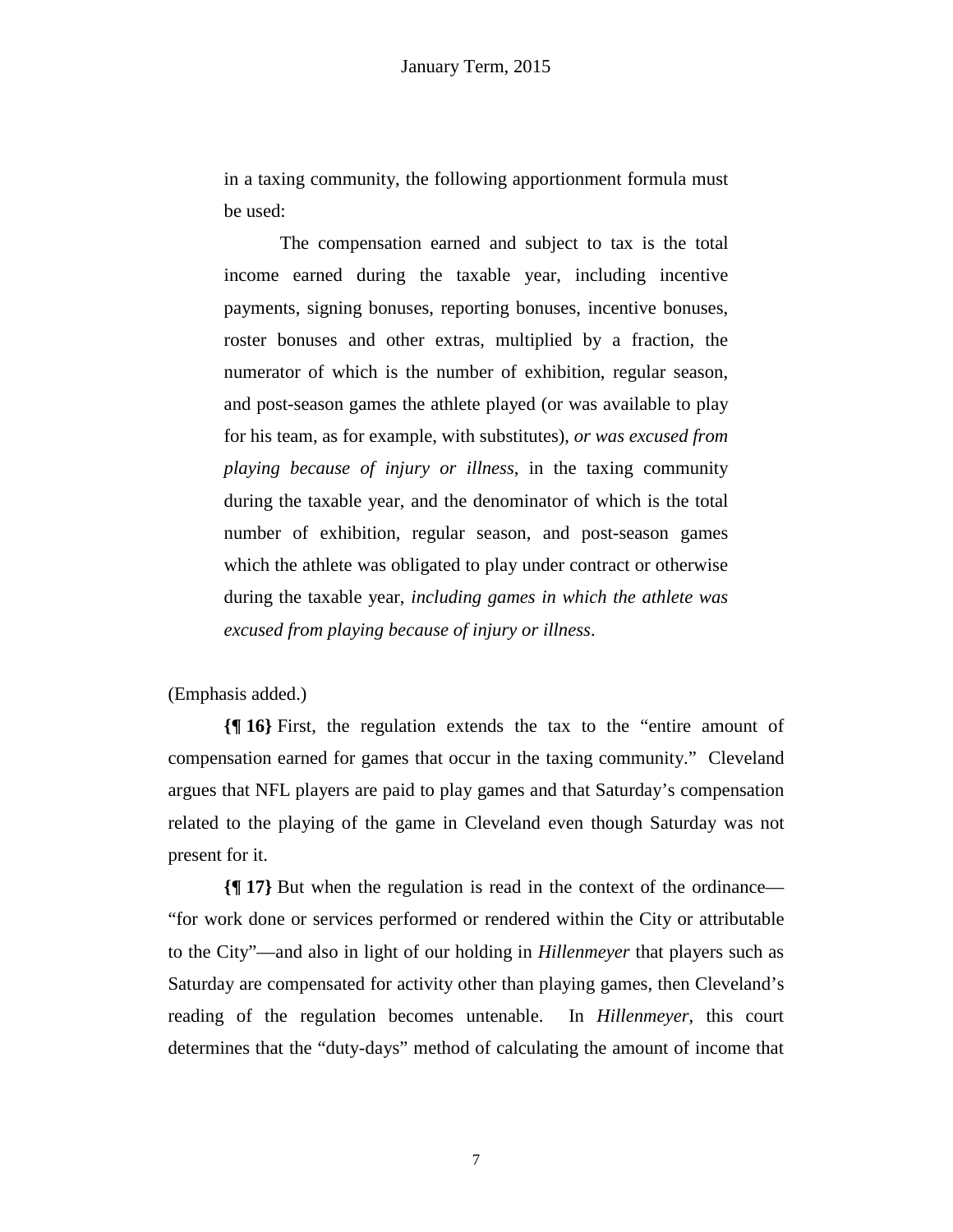in a taxing community, the following apportionment formula must be used:

> The compensation earned and subject to tax is the total income earned during the taxable year, including incentive payments, signing bonuses, reporting bonuses, incentive bonuses, roster bonuses and other extras, multiplied by a fraction, the numerator of which is the number of exhibition, regular season, and post-season games the athlete played (or was available to play for his team, as for example, with substitutes), *or was excused from playing because of injury or illness*, in the taxing community during the taxable year, and the denominator of which is the total number of exhibition, regular season, and post-season games which the athlete was obligated to play under contract or otherwise during the taxable year, *including games in which the athlete was excused from playing because of injury or illness*.

(Emphasis added.)

**{¶ 16}** First, the regulation extends the tax to the "entire amount of compensation earned for games that occur in the taxing community." Cleveland argues that NFL players are paid to play games and that Saturday's compensation related to the playing of the game in Cleveland even though Saturday was not present for it.

**{¶ 17}** But when the regulation is read in the context of the ordinance—"for work done or services performed or rendered within the City or attributable to the City"—and also in light of our holding in *Hillenmeyer* that players such as Saturday are compensated for activity other than playing games, then Cleveland's reading of the regulation becomes untenable. In *Hillenmeyer*, this court determines that the "duty-days" method of calculating the amount of income that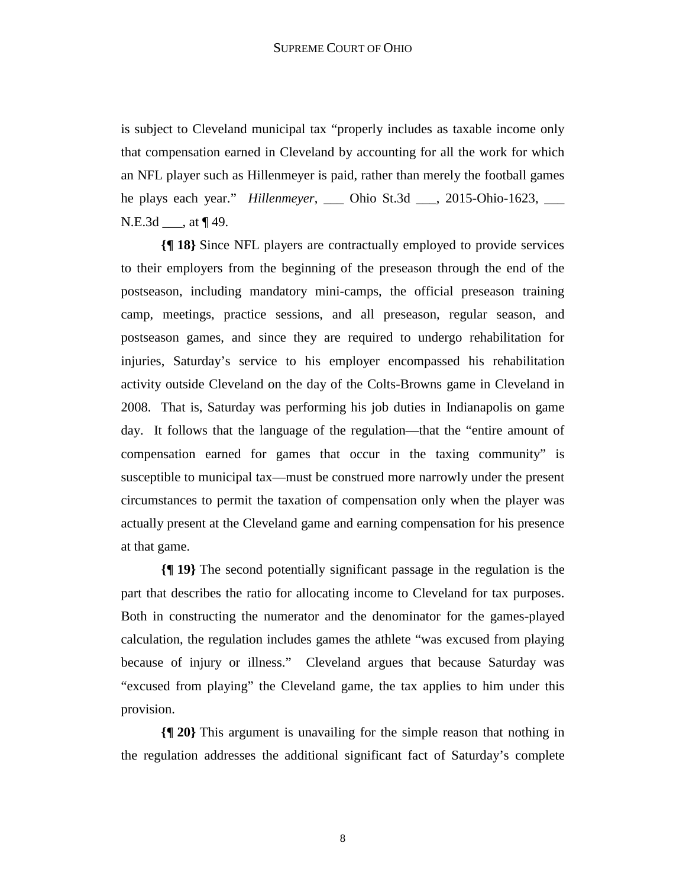is subject to Cleveland municipal tax "properly includes as taxable income only that compensation earned in Cleveland by accounting for all the work for which an NFL player such as Hillenmeyer is paid, rather than merely the football games he plays each year." *Hillenmeyer*, ___ Ohio St.3d ___, 2015-Ohio-1623, ___ N.E.3d ___, at ¶ 49.

**{¶ 18}** Since NFL players are contractually employed to provide services to their employers from the beginning of the preseason through the end of the postseason, including mandatory mini-camps, the official preseason training camp, meetings, practice sessions, and all preseason, regular season, and postseason games, and since they are required to undergo rehabilitation for injuries, Saturday's service to his employer encompassed his rehabilitation activity outside Cleveland on the day of the Colts-Browns game in Cleveland in 2008. That is, Saturday was performing his job duties in Indianapolis on game day. It follows that the language of the regulation—that the "entire amount of compensation earned for games that occur in the taxing community" is susceptible to municipal tax—must be construed more narrowly under the present circumstances to permit the taxation of compensation only when the player was actually present at the Cleveland game and earning compensation for his presence at that game.

**{¶ 19}** The second potentially significant passage in the regulation is the part that describes the ratio for allocating income to Cleveland for tax purposes. Both in constructing the numerator and the denominator for the games-played calculation, the regulation includes games the athlete "was excused from playing because of injury or illness." Cleveland argues that because Saturday was "excused from playing" the Cleveland game, the tax applies to him under this provision.

**{¶ 20}** This argument is unavailing for the simple reason that nothing in the regulation addresses the additional significant fact of Saturday's complete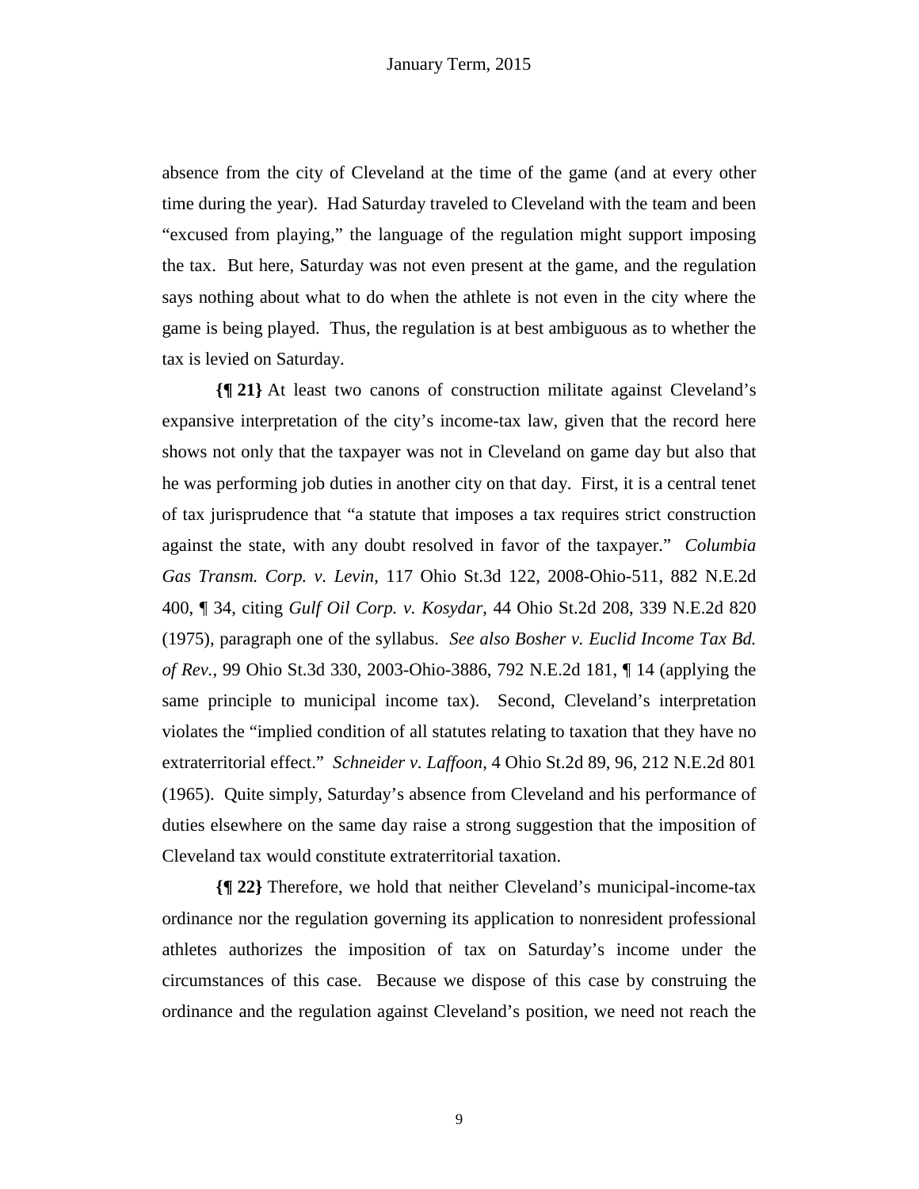absence from the city of Cleveland at the time of the game (and at every other time during the year). Had Saturday traveled to Cleveland with the team and been "excused from playing," the language of the regulation might support imposing the tax. But here, Saturday was not even present at the game, and the regulation says nothing about what to do when the athlete is not even in the city where the game is being played. Thus, the regulation is at best ambiguous as to whether the tax is levied on Saturday.

**{¶ 21}** At least two canons of construction militate against Cleveland's expansive interpretation of the city's income-tax law, given that the record here shows not only that the taxpayer was not in Cleveland on game day but also that he was performing job duties in another city on that day. First, it is a central tenet of tax jurisprudence that "a statute that imposes a tax requires strict construction against the state, with any doubt resolved in favor of the taxpayer." *Columbia Gas Transm. Corp. v. Levin*, 117 Ohio St.3d 122, 2008-Ohio-511, 882 N.E.2d 400, ¶ 34, citing *Gulf Oil Corp. v. Kosydar*, 44 Ohio St.2d 208, 339 N.E.2d 820 (1975), paragraph one of the syllabus. *See also Bosher v. Euclid Income Tax Bd. of Rev.*, 99 Ohio St.3d 330, 2003-Ohio-3886, 792 N.E.2d 181, ¶ 14 (applying the same principle to municipal income tax). Second, Cleveland's interpretation violates the "implied condition of all statutes relating to taxation that they have no extraterritorial effect." *Schneider v. Laffoon*, 4 Ohio St.2d 89, 96, 212 N.E.2d 801 (1965). Quite simply, Saturday's absence from Cleveland and his performance of duties elsewhere on the same day raise a strong suggestion that the imposition of Cleveland tax would constitute extraterritorial taxation.

**{¶ 22}** Therefore, we hold that neither Cleveland's municipal-income-tax ordinance nor the regulation governing its application to nonresident professional athletes authorizes the imposition of tax on Saturday's income under the circumstances of this case. Because we dispose of this case by construing the ordinance and the regulation against Cleveland's position, we need not reach the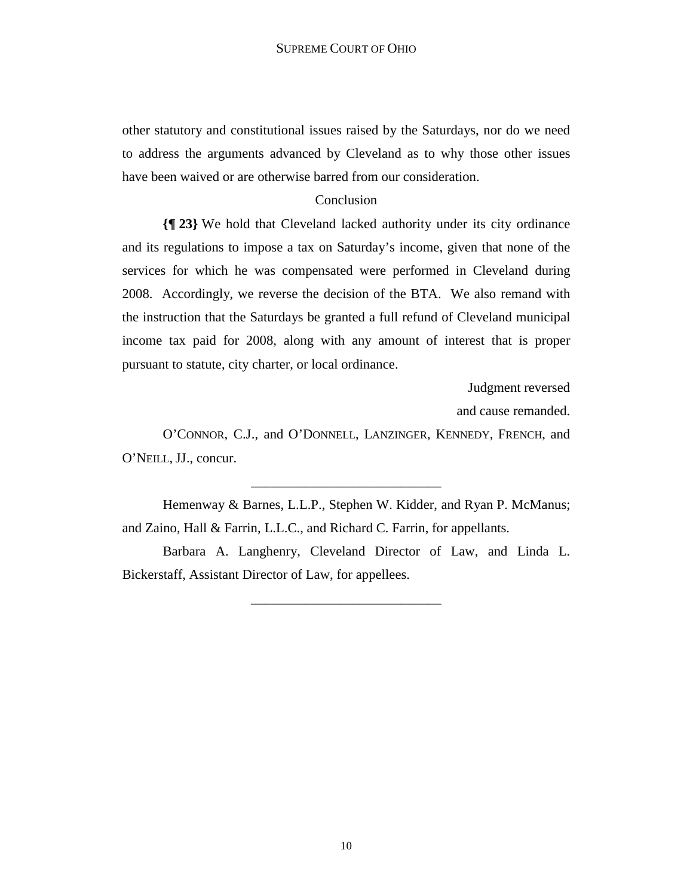other statutory and constitutional issues raised by the Saturdays, nor do we need to address the arguments advanced by Cleveland as to why those other issues have been waived or are otherwise barred from our consideration.

## Conclusion

**{¶ 23}** We hold that Cleveland lacked authority under its city ordinance and its regulations to impose a tax on Saturday's income, given that none of the services for which he was compensated were performed in Cleveland during 2008. Accordingly, we reverse the decision of the BTA. We also remand with the instruction that the Saturdays be granted a full refund of Cleveland municipal income tax paid for 2008, along with any amount of interest that is proper pursuant to statute, city charter, or local ordinance.

Judgment reversed
and cause remanded.

O'CONNOR, C.J., and O'DONNELL, LANZINGER, KENNEDY, FRENCH, and O'NEILL, JJ., concur.

---

Hemenway & Barnes, L.L.P., Stephen W. Kidder, and Ryan P. McManus; and Zaino, Hall & Farrin, L.L.C., and Richard C. Farrin, for appellants.

Barbara A. Langhenry, Cleveland Director of Law, and Linda L. Bickerstaff, Assistant Director of Law, for appellees.

---